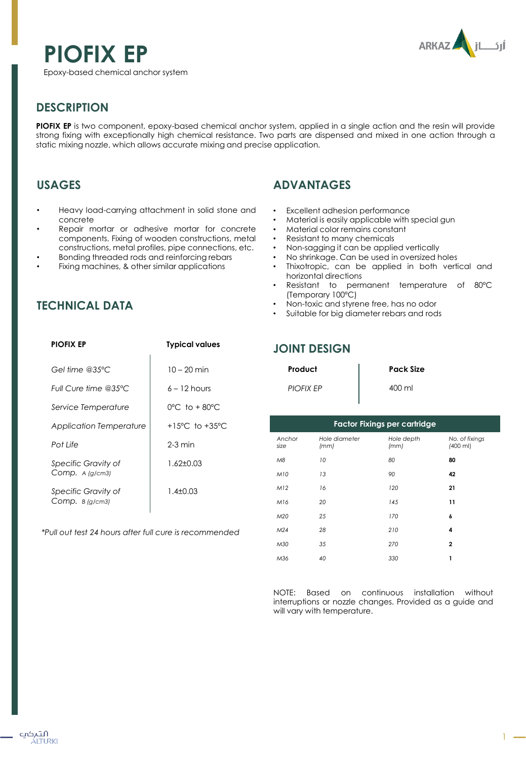# PIOFIX EP

Epoxy-based chemical anchor system

## DESCRIPTION

**PIOFIX EP** is two component, epoxy-based chemical anchor system, applied in a single action and the resin will provide strong fixing with exceptionally high chemical resistance. Two parts are dispensed and mixed in one action through a static mixing nozzle, which allows accurate mixing and precise application.

## USAGES

- Heavy load-carrying attachment in solid stone and concrete
- Repair mortar or adhesive mortar for concrete components. Fixing of wooden constructions, metal constructions, metal profiles, pipe connections, etc.
- Bonding threaded rods and reinforcing rebars
- Fixing machines, & other similar applications

## TECHNICAL DATA

| PIOFIX EP | Typical values |
|---|---|
| *Gel time @35°C* | 10 – 20 min |
| *Full Cure time @35°C* | 6 – 12 hours |
| *Service Temperature* | 0°C to + 80°C |
| *Application Temperature* | +15°C to +35°C |
| *Pot Life* | 2-3 min |
| *Specific Gravity of Comp. A (g/cm3)* | 1.62±0.03 |
| *Specific Gravity of Comp. B (g/cm3)* | 1.4±0.03 |

*\*Pull out test 24 hours after full cure is recommended*

## ADVANTAGES

- Excellent adhesion performance
- Material is easily applicable with special gun
- Material color remains constant
- Resistant to many chemicals
- Non-sagging it can be applied vertically
- No shrinkage. Can be used in oversized holes
- Thixotropic, can be applied in both vertical and horizontal directions
- Resistant to permanent temperature of 80°C (Temporary 100°C)
- Non-toxic and styrene free, has no odor
- Suitable for big diameter rebars and rods

## JOINT DESIGN

| Product | Pack Size |
|---|---|
| *PIOFIX EP* | 400 ml |

**Factor Fixings per cartridge**

| *Anchor size* | *Hole diameter (mm)* | *Hole depth (mm)* | *No. of fixings (400 ml)* |
|---|---|---|---|
| *M8* | *10* | *80* | **80** |
| *M10* | *13* | *90* | **42** |
| *M12* | *16* | *120* | **21** |
| *M16* | *20* | *145* | **11** |
| *M20* | *25* | *170* | **6** |
| *M24* | *28* | *210* | **4** |
| *M30* | *35* | *270* | **2** |
| *M36* | *40* | *330* | **1** |

NOTE: Based on continuous installation without interruptions or nozzle changes. Provided as a guide and will vary with temperature.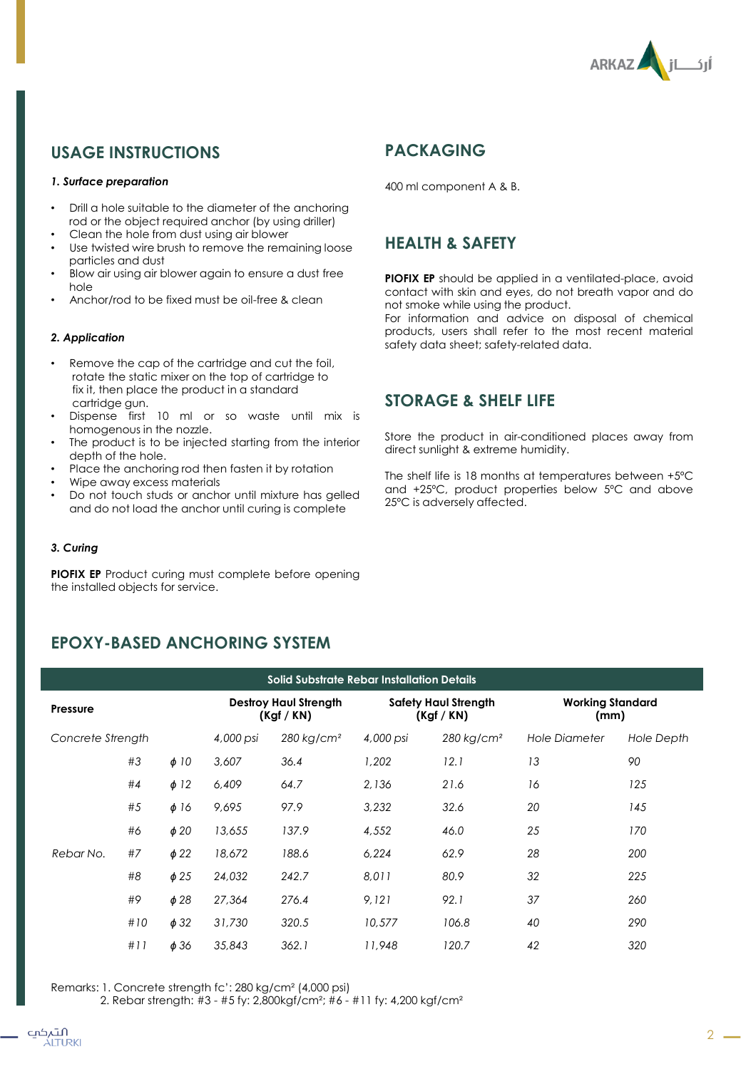## USAGE INSTRUCTIONS

### *1. Surface preparation*

- Drill a hole suitable to the diameter of the anchoring rod or the object required anchor (by using driller)
- Clean the hole from dust using air blower
- Use twisted wire brush to remove the remaining loose particles and dust
- Blow air using air blower again to ensure a dust free hole
- Anchor/rod to be fixed must be oil-free & clean

### *2. Application*

- Remove the cap of the cartridge and cut the foil, rotate the static mixer on the top of cartridge to fix it, then place the product in a standard cartridge gun.
- Dispense first 10 ml or so waste until mix is homogenous in the nozzle.
- The product is to be injected starting from the interior depth of the hole.
- Place the anchoring rod then fasten it by rotation
- Wipe away excess materials
- Do not touch studs or anchor until mixture has gelled and do not load the anchor until curing is complete

### *3. Curing*

**PIOFIX EP** Product curing must complete before opening the installed objects for service.

## PACKAGING

400 ml component A & B.

## HEALTH & SAFETY

**PIOFIX EP** should be applied in a ventilated-place, avoid contact with skin and eyes, do not breath vapor and do not smoke while using the product.
For information and advice on disposal of chemical products, users shall refer to the most recent material safety data sheet; safety-related data.

## STORAGE & SHELF LIFE

Store the product in air-conditioned places away from direct sunlight & extreme humidity.

The shelf life is 18 months at temperatures between +5°C and +25°C, product properties below 5°C and above 25°C is adversely affected.

## EPOXY-BASED ANCHORING SYSTEM

| Solid Substrate Rebar Installation Details | | | | | | | | |
|---|---|---|---|---|---|---|---|---|
| **Pressure** | | | **Destroy Haul Strength (Kgf / KN)** | | **Safety Haul Strength (Kgf / KN)** | | **Working Standard (mm)** | |
| *Concrete Strength* | | | *4,000 psi* | *280 kg/cm²* | *4,000 psi* | *280 kg/cm²* | *Hole Diameter* | *Hole Depth* |
| | *#3* | *ϕ 10* | *3,607* | *36.4* | *1,202* | *12.1* | *13* | *90* |
| | *#4* | *ϕ 12* | *6,409* | *64.7* | *2,136* | *21.6* | *16* | *125* |
| | *#5* | *ϕ 16* | *9,695* | *97.9* | *3,232* | *32.6* | *20* | *145* |
| | *#6* | *ϕ 20* | *13,655* | *137.9* | *4,552* | *46.0* | *25* | *170* |
| *Rebar No.* | *#7* | *ϕ 22* | *18,672* | *188.6* | *6,224* | *62.9* | *28* | *200* |
| | *#8* | *ϕ 25* | *24,032* | *242.7* | *8,011* | *80.9* | *32* | *225* |
| | *#9* | *ϕ 28* | *27,364* | *276.4* | *9,121* | *92.1* | *37* | *260* |
| | *#10* | *ϕ 32* | *31,730* | *320.5* | *10,577* | *106.8* | *40* | *290* |
| | *#11* | *ϕ 36* | *35,843* | *362.1* | *11,948* | *120.7* | *42* | *320* |

Remarks: 1. Concrete strength fc': 280 kg/cm² (4,000 psi)
2. Rebar strength: #3 - #5 fy: 2,800kgf/cm²; #6 - #11 fy: 4,200 kgf/cm²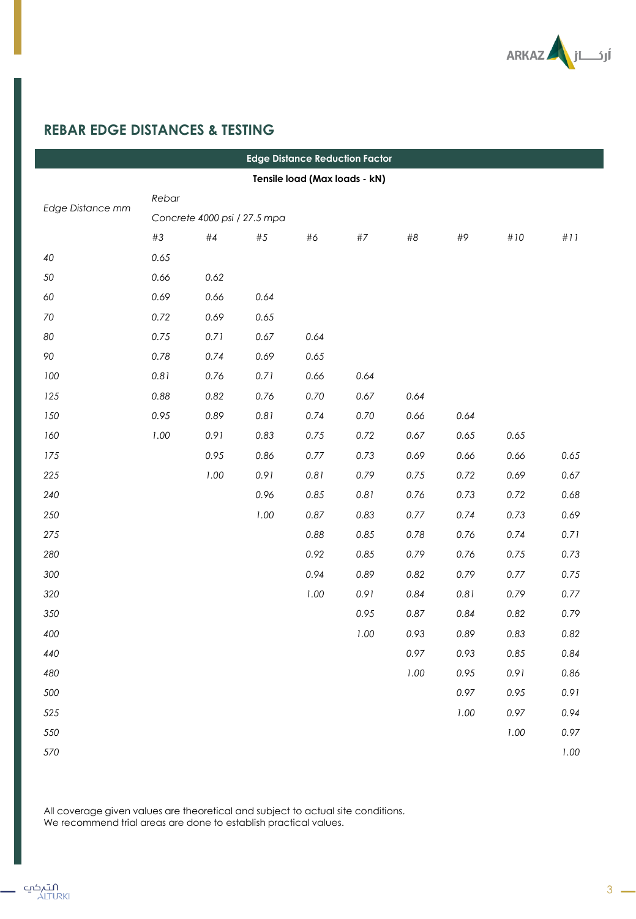## REBAR EDGE DISTANCES & TESTING

| Edge Distance Reduction Factor | | | | | | | | | |
|---|---|---|---|---|---|---|---|---|---|
| Tensile load (Max loads - kN) | | | | | | | | | |
| *Edge Distance mm* | *Rebar* | | | | | | | | |
| | *Concrete 4000 psi / 27.5 mpa* | | | | | | | | |
| | *#3* | *#4* | *#5* | *#6* | *#7* | *#8* | *#9* | *#10* | *#11* |
| *40* | *0.65* | | | | | | | | |
| *50* | *0.66* | *0.62* | | | | | | | |
| *60* | *0.69* | *0.66* | *0.64* | | | | | | |
| *70* | *0.72* | *0.69* | *0.65* | | | | | | |
| *80* | *0.75* | *0.71* | *0.67* | *0.64* | | | | | |
| *90* | *0.78* | *0.74* | *0.69* | *0.65* | | | | | |
| *100* | *0.81* | *0.76* | *0.71* | *0.66* | *0.64* | | | | |
| *125* | *0.88* | *0.82* | *0.76* | *0.70* | *0.67* | *0.64* | | | |
| *150* | *0.95* | *0.89* | *0.81* | *0.74* | *0.70* | *0.66* | *0.64* | | |
| *160* | *1.00* | *0.91* | *0.83* | *0.75* | *0.72* | *0.67* | *0.65* | *0.65* | |
| *175* | | *0.95* | *0.86* | *0.77* | *0.73* | *0.69* | *0.66* | *0.66* | *0.65* |
| *225* | | *1.00* | *0.91* | *0.81* | *0.79* | *0.75* | *0.72* | *0.69* | *0.67* |
| *240* | | | *0.96* | *0.85* | *0.81* | *0.76* | *0.73* | *0.72* | *0.68* |
| *250* | | | *1.00* | *0.87* | *0.83* | *0.77* | *0.74* | *0.73* | *0.69* |
| *275* | | | | *0.88* | *0.85* | *0.78* | *0.76* | *0.74* | *0.71* |
| *280* | | | | *0.92* | *0.85* | *0.79* | *0.76* | *0.75* | *0.73* |
| *300* | | | | *0.94* | *0.89* | *0.82* | *0.79* | *0.77* | *0.75* |
| *320* | | | | *1.00* | *0.91* | *0.84* | *0.81* | *0.79* | *0.77* |
| *350* | | | | | *0.95* | *0.87* | *0.84* | *0.82* | *0.79* |
| *400* | | | | | *1.00* | *0.93* | *0.89* | *0.83* | *0.82* |
| *440* | | | | | | *0.97* | *0.93* | *0.85* | *0.84* |
| *480* | | | | | | *1.00* | *0.95* | *0.91* | *0.86* |
| *500* | | | | | | | *0.97* | *0.95* | *0.91* |
| *525* | | | | | | | *1.00* | *0.97* | *0.94* |
| *550* | | | | | | | | *1.00* | *0.97* |
| *570* | | | | | | | | | *1.00* |

All coverage given values are theoretical and subject to actual site conditions.
We recommend trial areas are done to establish practical values.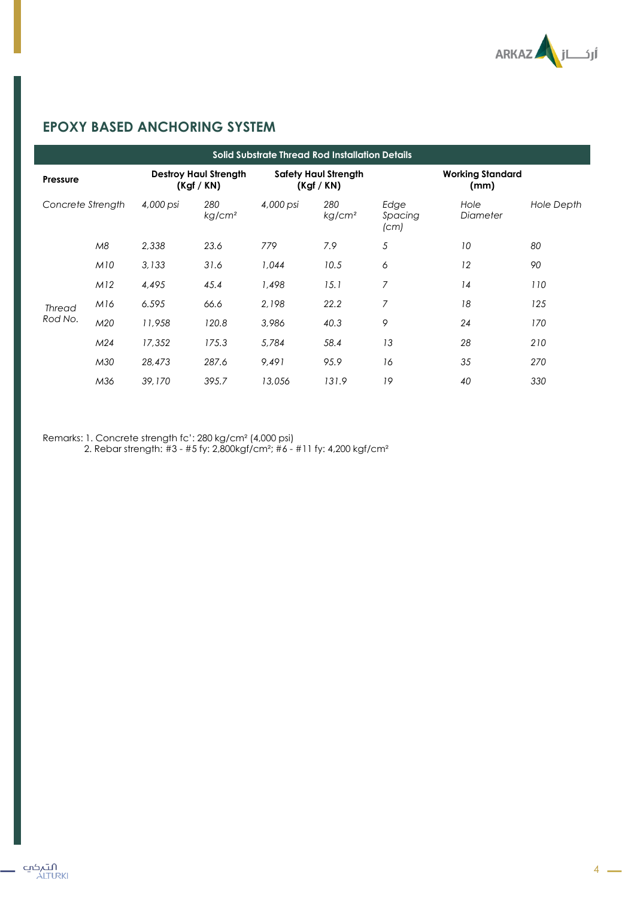## EPOXY BASED ANCHORING SYSTEM

| Solid Substrate Thread Rod Installation Details | | | | | | | | |
|---|---|---|---|---|---|---|---|---|
| **Pressure** | | **Destroy Haul Strength (Kgf / KN)** | | **Safety Haul Strength (Kgf / KN)** | | | **Working Standard (mm)** | |
| *Concrete Strength* | | *4,000 psi* | *280 kg/cm²* | *4,000 psi* | *280 kg/cm²* | *Edge Spacing (cm)* | *Hole Diameter* | *Hole Depth* |
| *Thread Rod No.* | *M8* | *2,338* | *23.6* | *779* | *7.9* | *5* | *10* | *80* |
| | *M10* | *3,133* | *31.6* | *1,044* | *10.5* | *6* | *12* | *90* |
| | *M12* | *4,495* | *45.4* | *1,498* | *15.1* | *7* | *14* | *110* |
| | *M16* | *6.595* | *66.6* | *2,198* | *22.2* | *7* | *18* | *125* |
| | *M20* | *11,958* | *120.8* | *3,986* | *40.3* | *9* | *24* | *170* |
| | *M24* | *17,352* | *175.3* | *5,784* | *58.4* | *13* | *28* | *210* |
| | *M30* | *28,473* | *287.6* | *9,491* | *95.9* | *16* | *35* | *270* |
| | *M36* | *39,170* | *395.7* | *13,056* | *131.9* | *19* | *40* | *330* |

Remarks: 1. Concrete strength fc': 280 kg/cm² (4,000 psi)
2. Rebar strength: #3 - #5 fy: 2,800kgf/cm²; #6 - #11 fy: 4,200 kgf/cm²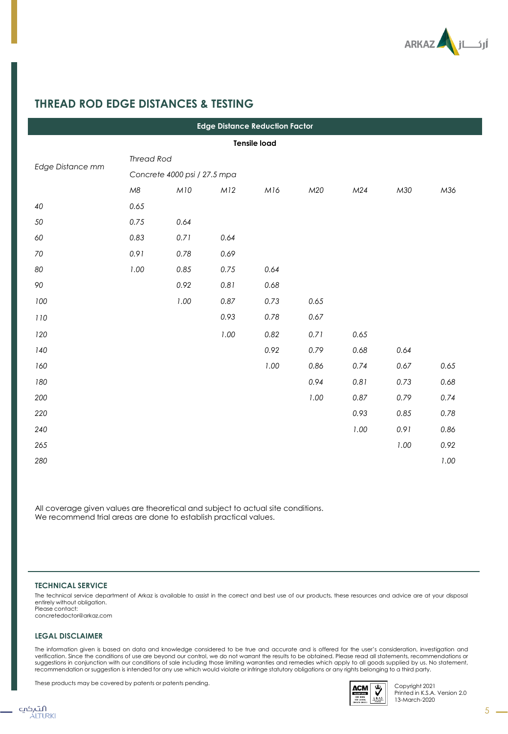## THREAD ROD EDGE DISTANCES & TESTING

| Edge Distance Reduction Factor | | | | | | | | |
|---|---|---|---|---|---|---|---|---|
| | Tensile load | | | | | | | |
| *Edge Distance mm* | *Thread Rod* | | | | | | | |
| | *Concrete 4000 psi / 27.5 mpa* | | | | | | | |
| | *M8* | *M10* | *M12* | *M16* | *M20* | *M24* | *M30* | *M36* |
| *40* | *0.65* | | | | | | | |
| *50* | *0.75* | *0.64* | | | | | | |
| *60* | *0.83* | *0.71* | *0.64* | | | | | |
| *70* | *0.91* | *0.78* | *0.69* | | | | | |
| *80* | *1.00* | *0.85* | *0.75* | *0.64* | | | | |
| *90* | | *0.92* | *0.81* | *0.68* | | | | |
| *100* | | *1.00* | *0.87* | *0.73* | *0.65* | | | |
| *110* | | | *0.93* | *0.78* | *0.67* | | | |
| *120* | | | *1.00* | *0.82* | *0.71* | *0.65* | | |
| *140* | | | | *0.92* | *0.79* | *0.68* | *0.64* | |
| *160* | | | | *1.00* | *0.86* | *0.74* | *0.67* | *0.65* |
| *180* | | | | | *0.94* | *0.81* | *0.73* | *0.68* |
| *200* | | | | | *1.00* | *0.87* | *0.79* | *0.74* |
| *220* | | | | | | *0.93* | *0.85* | *0.78* |
| *240* | | | | | | *1.00* | *0.91* | *0.86* |
| *265* | | | | | | | *1.00* | *0.92* |
| *280* | | | | | | | | *1.00* |

All coverage given values are theoretical and subject to actual site conditions.
We recommend trial areas are done to establish practical values.

### TECHNICAL SERVICE

The technical service department of Arkaz is available to assist in the correct and best use of our products, these resources and advice are at your disposal entirely without obligation.
Please contact:
concretedoctor@arkaz.com

### LEGAL DISCLAIMER

The information given is based on data and knowledge considered to be true and accurate and is offered for the user's consideration, investigation and verification. Since the conditions of use are beyond our control, we do not warrant the results to be obtained. Please read all statements, recommendations or suggestions in conjunction with our conditions of sale including those limiting warranties and remedies which apply to all goods supplied by us. No statement, recommendation or suggestion is intended for any use which would violate or infringe statutory obligations or any rights belonging to a third party.

These products may be covered by patents or patents pending.

Copyright 2021
Printed in K.S.A. Version 2.0
13-March-2020